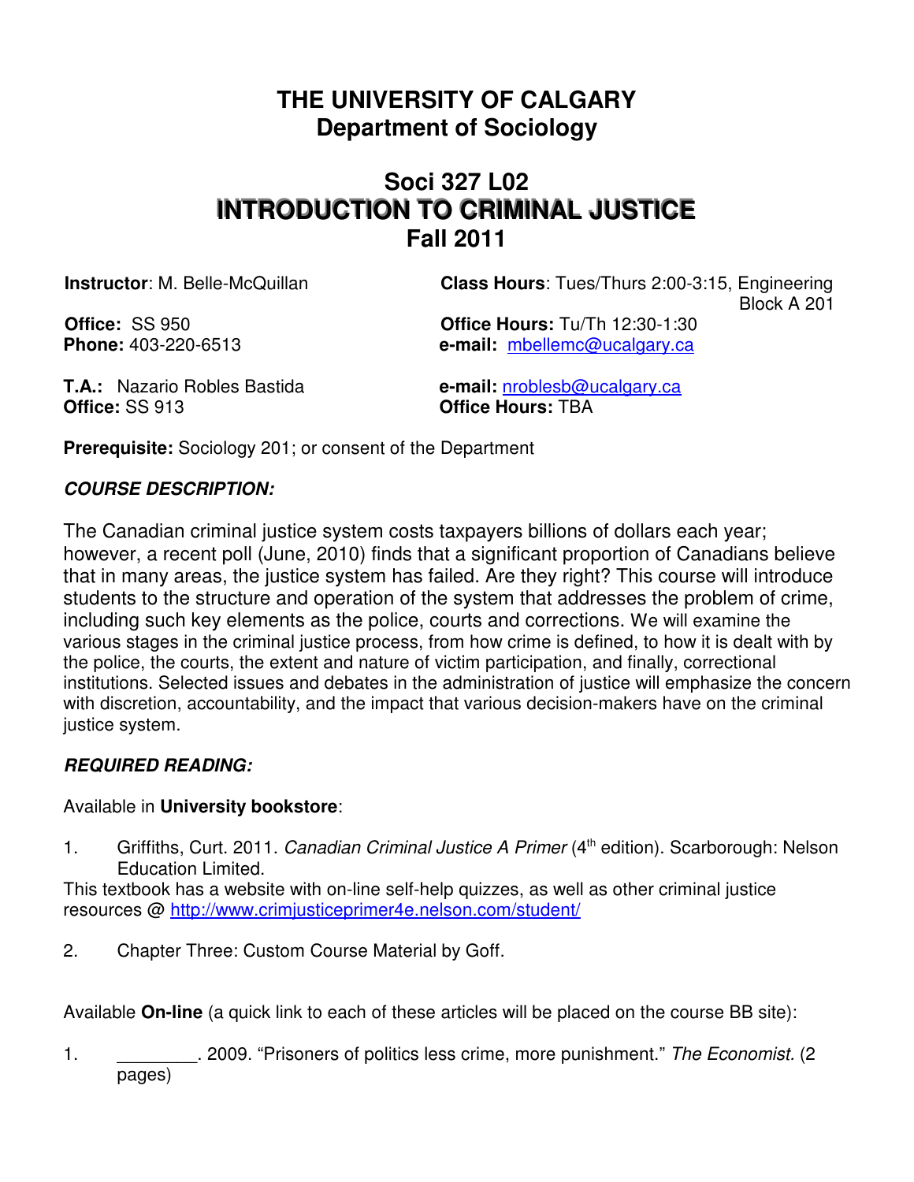# THE UNIVERSITY OF CALGARY
## Department of Sociology

# Soci 327 L02
# INTRODUCTION TO CRIMINAL JUSTICE
## Fall 2011

**Instructor**: M. Belle-McQuillan
**Class Hours**: Tues/Thurs 2:00-3:15, Engineering Block A 201

**Office:** SS 950
**Office Hours:** Tu/Th 12:30-1:30
**Phone:** 403-220-6513
**e-mail:** mbellemc@ucalgary.ca

**T.A.:** Nazario Robles Bastida
**e-mail:** nroblesb@ucalgary.ca
**Office:** SS 913
**Office Hours:** TBA

**Prerequisite:** Sociology 201; or consent of the Department

***COURSE DESCRIPTION:***

The Canadian criminal justice system costs taxpayers billions of dollars each year; however, a recent poll (June, 2010) finds that a significant proportion of Canadians believe that in many areas, the justice system has failed. Are they right? This course will introduce students to the structure and operation of the system that addresses the problem of crime, including such key elements as the police, courts and corrections. We will examine the various stages in the criminal justice process, from how crime is defined, to how it is dealt with by the police, the courts, the extent and nature of victim participation, and finally, correctional institutions. Selected issues and debates in the administration of justice will emphasize the concern with discretion, accountability, and the impact that various decision-makers have on the criminal justice system.

***REQUIRED READING:***

Available in **University bookstore**:

1. Griffiths, Curt. 2011. *Canadian Criminal Justice A Primer* (4th edition). Scarborough: Nelson Education Limited.

This textbook has a website with on-line self-help quizzes, as well as other criminal justice resources @ http://www.crimjusticeprimer4e.nelson.com/student/

2. Chapter Three: Custom Course Material by Goff.

Available **On-line** (a quick link to each of these articles will be placed on the course BB site):

1. ________. 2009. "Prisoners of politics less crime, more punishment." *The Economist.* (2 pages)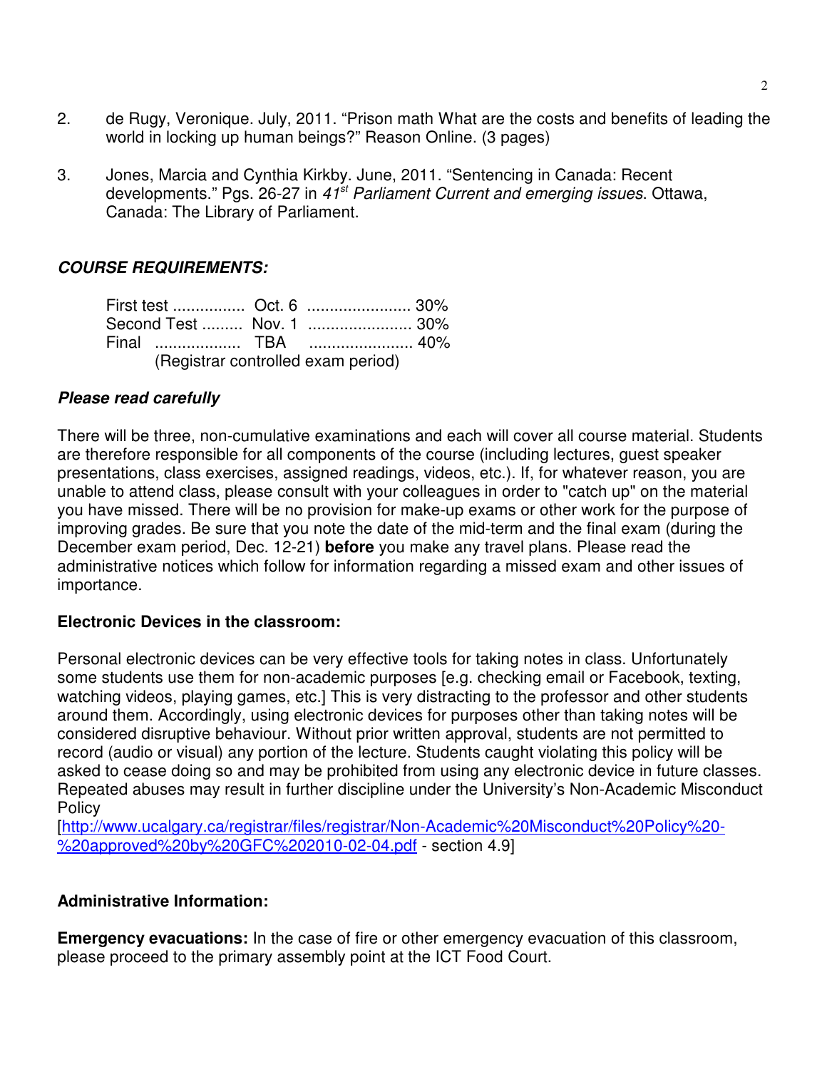2. de Rugy, Veronique. July, 2011. "Prison math What are the costs and benefits of leading the world in locking up human beings?" Reason Online. (3 pages)

3. Jones, Marcia and Cynthia Kirkby. June, 2011. "Sentencing in Canada: Recent developments." Pgs. 26-27 in *41st Parliament Current and emerging issues*. Ottawa, Canada: The Library of Parliament.

## *COURSE REQUIREMENTS:*

First test ................ Oct. 6 ....................... 30%
Second Test ......... Nov. 1 ....................... 30%
Final .................. TBA ....................... 40%
(Registrar controlled exam period)

### *Please read carefully*

There will be three, non-cumulative examinations and each will cover all course material. Students are therefore responsible for all components of the course (including lectures, guest speaker presentations, class exercises, assigned readings, videos, etc.). If, for whatever reason, you are unable to attend class, please consult with your colleagues in order to "catch up" on the material you have missed. There will be no provision for make-up exams or other work for the purpose of improving grades. Be sure that you note the date of the mid-term and the final exam (during the December exam period, Dec. 12-21) **before** you make any travel plans. Please read the administrative notices which follow for information regarding a missed exam and other issues of importance.

### Electronic Devices in the classroom:

Personal electronic devices can be very effective tools for taking notes in class. Unfortunately some students use them for non-academic purposes [e.g. checking email or Facebook, texting, watching videos, playing games, etc.] This is very distracting to the professor and other students around them. Accordingly, using electronic devices for purposes other than taking notes will be considered disruptive behaviour. Without prior written approval, students are not permitted to record (audio or visual) any portion of the lecture. Students caught violating this policy will be asked to cease doing so and may be prohibited from using any electronic device in future classes. Repeated abuses may result in further discipline under the University's Non-Academic Misconduct Policy [http://www.ucalgary.ca/registrar/files/registrar/Non-Academic%20Misconduct%20Policy%20-%20approved%20by%20GFC%202010-02-04.pdf - section 4.9]

### Administrative Information:

**Emergency evacuations:** In the case of fire or other emergency evacuation of this classroom, please proceed to the primary assembly point at the ICT Food Court.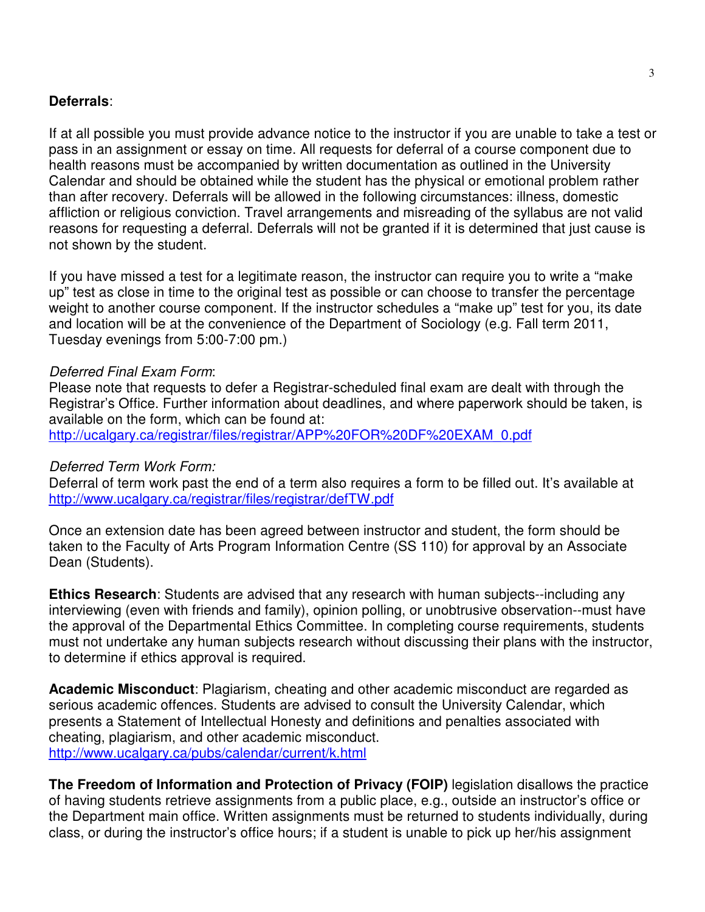**Deferrals**:

If at all possible you must provide advance notice to the instructor if you are unable to take a test or pass in an assignment or essay on time. All requests for deferral of a course component due to health reasons must be accompanied by written documentation as outlined in the University Calendar and should be obtained while the student has the physical or emotional problem rather than after recovery. Deferrals will be allowed in the following circumstances: illness, domestic affliction or religious conviction. Travel arrangements and misreading of the syllabus are not valid reasons for requesting a deferral. Deferrals will not be granted if it is determined that just cause is not shown by the student.

If you have missed a test for a legitimate reason, the instructor can require you to write a "make up" test as close in time to the original test as possible or can choose to transfer the percentage weight to another course component. If the instructor schedules a "make up" test for you, its date and location will be at the convenience of the Department of Sociology (e.g. Fall term 2011, Tuesday evenings from 5:00-7:00 pm.)

*Deferred Final Exam Form*:
Please note that requests to defer a Registrar-scheduled final exam are dealt with through the Registrar's Office. Further information about deadlines, and where paperwork should be taken, is available on the form, which can be found at:
http://ucalgary.ca/registrar/files/registrar/APP%20FOR%20DF%20EXAM_0.pdf

*Deferred Term Work Form:*
Deferral of term work past the end of a term also requires a form to be filled out. It's available at
http://www.ucalgary.ca/registrar/files/registrar/defTW.pdf

Once an extension date has been agreed between instructor and student, the form should be taken to the Faculty of Arts Program Information Centre (SS 110) for approval by an Associate Dean (Students).

**Ethics Research**: Students are advised that any research with human subjects--including any interviewing (even with friends and family), opinion polling, or unobtrusive observation--must have the approval of the Departmental Ethics Committee. In completing course requirements, students must not undertake any human subjects research without discussing their plans with the instructor, to determine if ethics approval is required.

**Academic Misconduct**: Plagiarism, cheating and other academic misconduct are regarded as serious academic offences. Students are advised to consult the University Calendar, which presents a Statement of Intellectual Honesty and definitions and penalties associated with cheating, plagiarism, and other academic misconduct.
http://www.ucalgary.ca/pubs/calendar/current/k.html

**The Freedom of Information and Protection of Privacy (FOIP)** legislation disallows the practice of having students retrieve assignments from a public place, e.g., outside an instructor's office or the Department main office. Written assignments must be returned to students individually, during class, or during the instructor's office hours; if a student is unable to pick up her/his assignment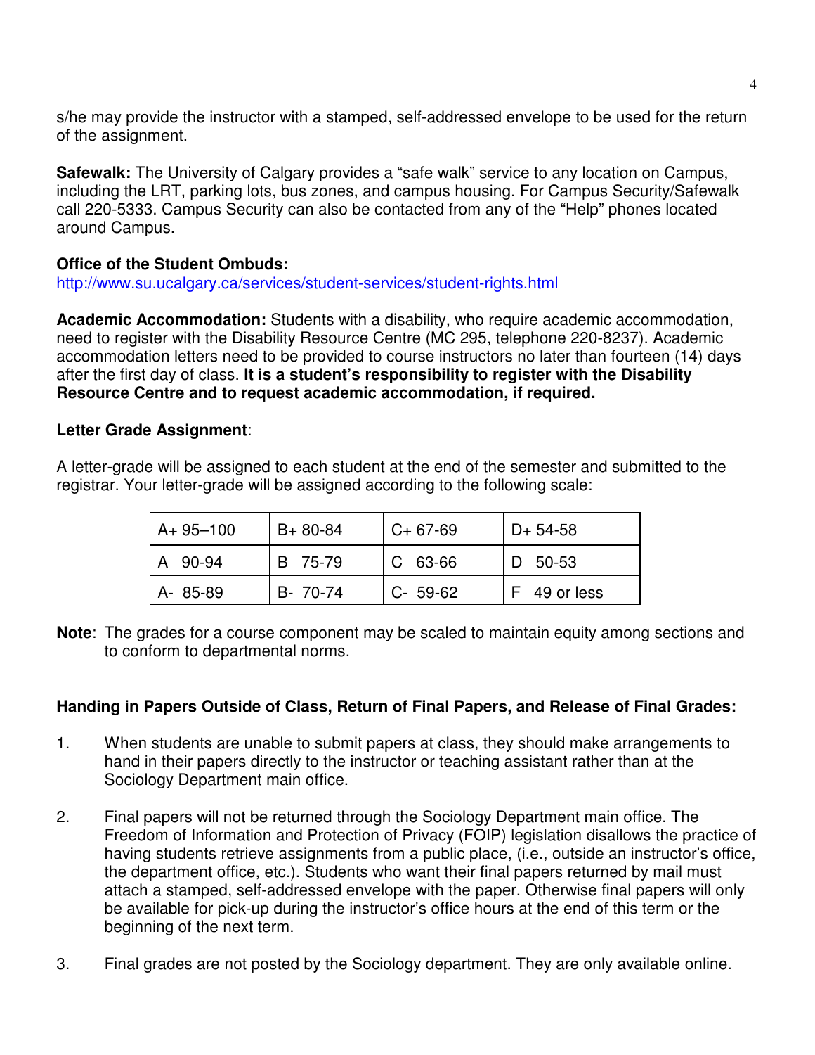s/he may provide the instructor with a stamped, self-addressed envelope to be used for the return of the assignment.

**Safewalk:** The University of Calgary provides a "safe walk" service to any location on Campus, including the LRT, parking lots, bus zones, and campus housing. For Campus Security/Safewalk call 220-5333. Campus Security can also be contacted from any of the "Help" phones located around Campus.

**Office of the Student Ombuds:**
http://www.su.ucalgary.ca/services/student-services/student-rights.html

**Academic Accommodation:** Students with a disability, who require academic accommodation, need to register with the Disability Resource Centre (MC 295, telephone 220-8237). Academic accommodation letters need to be provided to course instructors no later than fourteen (14) days after the first day of class. **It is a student's responsibility to register with the Disability Resource Centre and to request academic accommodation, if required.**

**Letter Grade Assignment**:

A letter-grade will be assigned to each student at the end of the semester and submitted to the registrar. Your letter-grade will be assigned according to the following scale:

| | | | |
|---|---|---|---|
| A+ 95–100 | B+ 80-84 | C+ 67-69 | D+ 54-58 |
| A 90-94 | B 75-79 | C 63-66 | D 50-53 |
| A- 85-89 | B- 70-74 | C- 59-62 | F 49 or less |

**Note**: The grades for a course component may be scaled to maintain equity among sections and to conform to departmental norms.

**Handing in Papers Outside of Class, Return of Final Papers, and Release of Final Grades:**

1. When students are unable to submit papers at class, they should make arrangements to hand in their papers directly to the instructor or teaching assistant rather than at the Sociology Department main office.

2. Final papers will not be returned through the Sociology Department main office. The Freedom of Information and Protection of Privacy (FOIP) legislation disallows the practice of having students retrieve assignments from a public place, (i.e., outside an instructor's office, the department office, etc.). Students who want their final papers returned by mail must attach a stamped, self-addressed envelope with the paper. Otherwise final papers will only be available for pick-up during the instructor's office hours at the end of this term or the beginning of the next term.

3. Final grades are not posted by the Sociology department. They are only available online.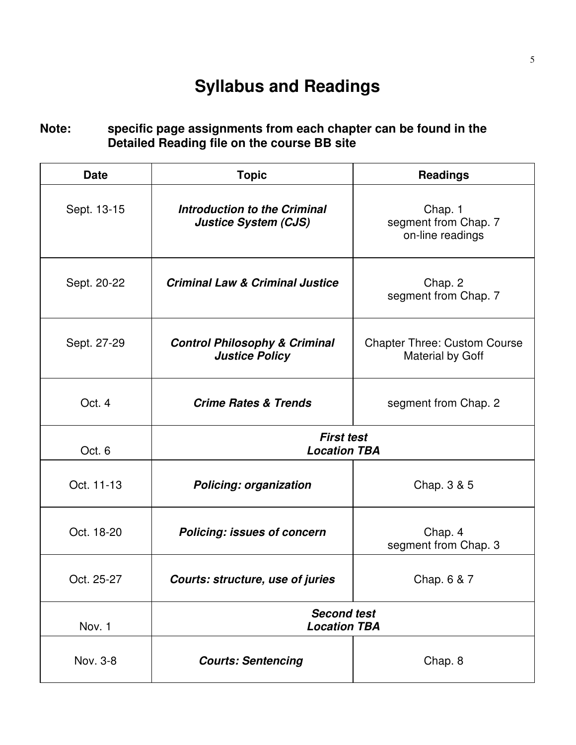# Syllabus and Readings

**Note:** **specific page assignments from each chapter can be found in the Detailed Reading file on the course BB site**

| Date | Topic | Readings |
|---|---|---|
| Sept. 13-15 | ***Introduction to the Criminal Justice System (CJS)*** | Chap. 1<br>segment from Chap. 7<br>on-line readings |
| Sept. 20-22 | ***Criminal Law & Criminal Justice*** | Chap. 2<br>segment from Chap. 7 |
| Sept. 27-29 | ***Control Philosophy & Criminal Justice Policy*** | Chapter Three: Custom Course Material by Goff |
| Oct. 4 | ***Crime Rates & Trends*** | segment from Chap. 2 |
| Oct. 6 | ***First test<br>Location TBA*** | |
| Oct. 11-13 | ***Policing: organization*** | Chap. 3 & 5 |
| Oct. 18-20 | ***Policing: issues of concern*** | Chap. 4<br>segment from Chap. 3 |
| Oct. 25-27 | ***Courts: structure, use of juries*** | Chap. 6 & 7 |
| Nov. 1 | ***Second test<br>Location TBA*** | |
| Nov. 3-8 | ***Courts: Sentencing*** | Chap. 8 |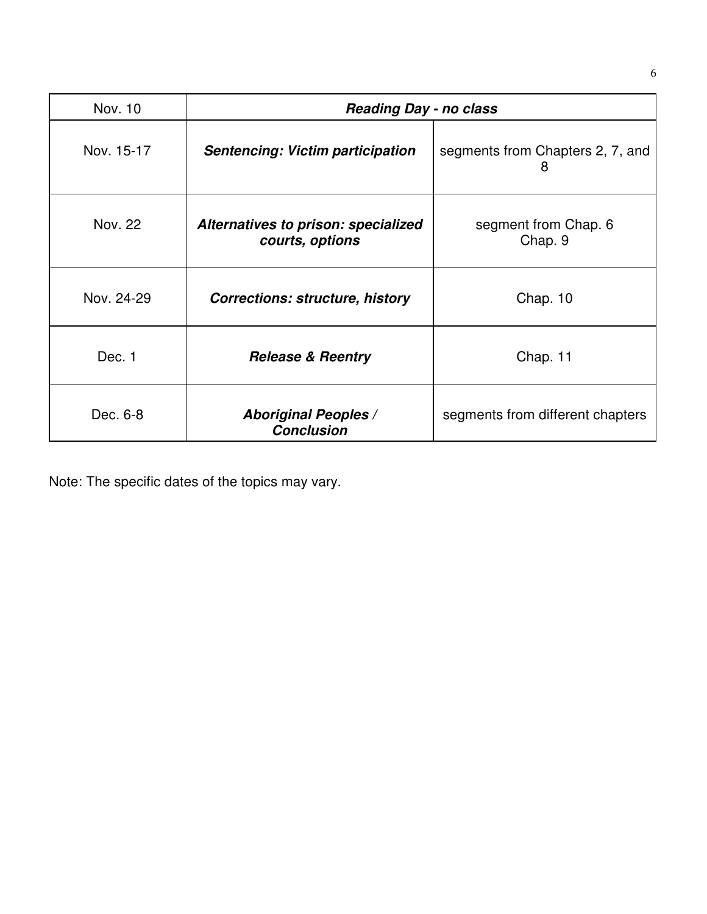| | | |
|---|---|---|
| Nov. 10 | ***Reading Day - no class*** | |
| Nov. 15-17 | ***Sentencing: Victim participation*** | segments from Chapters 2, 7, and 8 |
| Nov. 22 | ***Alternatives to prison: specialized courts, options*** | segment from Chap. 6<br>Chap. 9 |
| Nov. 24-29 | ***Corrections: structure, history*** | Chap. 10 |
| Dec. 1 | ***Release & Reentry*** | Chap. 11 |
| Dec. 6-8 | ***Aboriginal Peoples / Conclusion*** | segments from different chapters |

Note: The specific dates of the topics may vary.